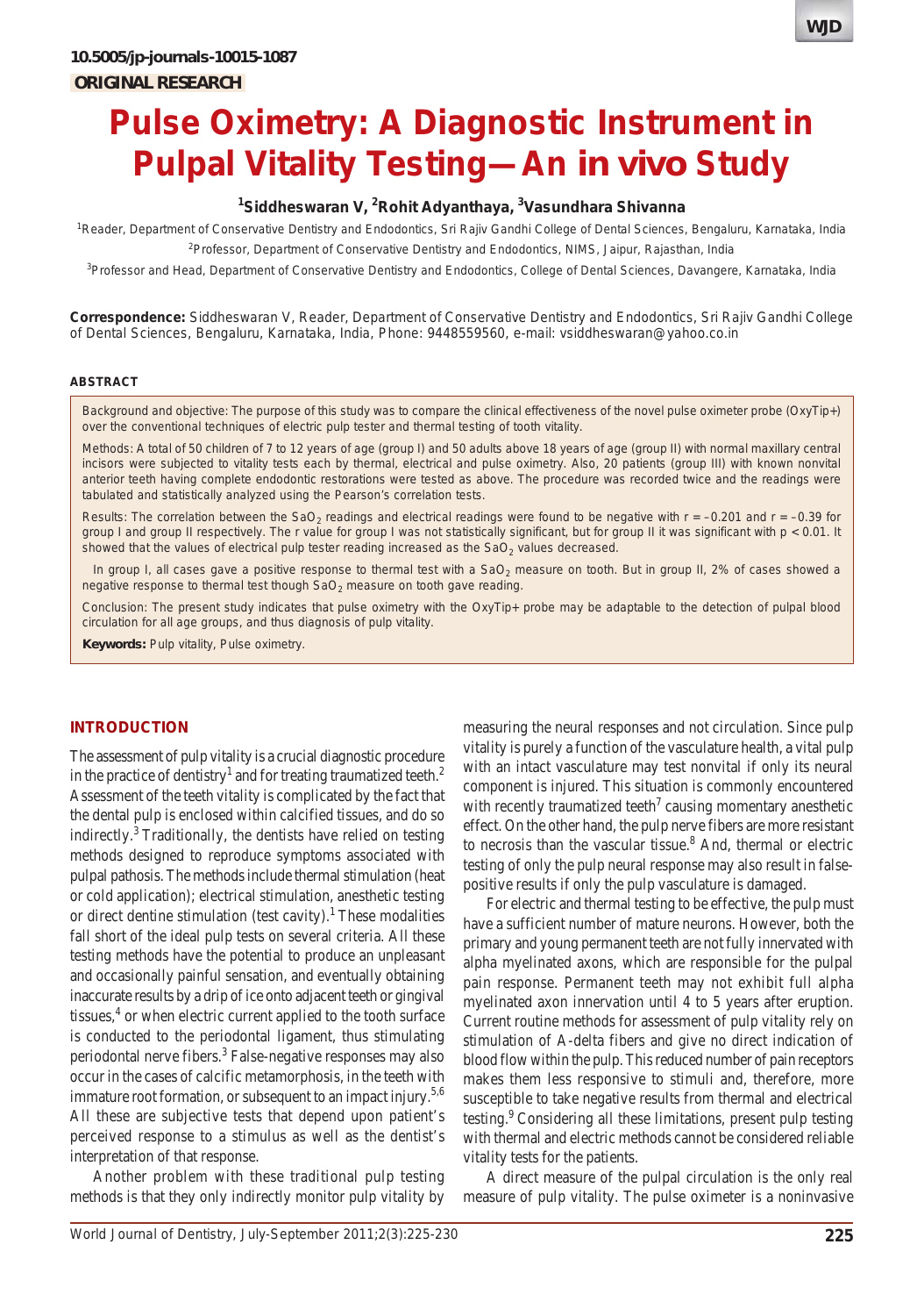10.5005/jp-journals-10015-1087

**ORIGINAL RESEARCH**

# Pulse Oximetry: A Diagnostic Instrument in Pulpal Vitality Testing—An in vivo Study

**[1]Siddheswaran V, [2]Rohit Adyanthaya, [3]Vasundhara Shivanna**

[1]Reader, Department of Conservative Dentistry and Endodontics, Sri Rajiv Gandhi College of Dental Sciences, Bengaluru, Karnataka, India

[2]Professor, Department of Conservative Dentistry and Endodontics, NIMS, Jaipur, Rajasthan, India

[3]Professor and Head, Department of Conservative Dentistry and Endodontics, College of Dental Sciences, Davangere, Karnataka, India

**Correspondence:** Siddheswaran V, Reader, Department of Conservative Dentistry and Endodontics, Sri Rajiv Gandhi College of Dental Sciences, Bengaluru, Karnataka, India, Phone: 9448559560, e-mail: vsiddheswaran@yahoo.co.in

## ABSTRACT

Background and objective: The purpose of this study was to compare the clinical effectiveness of the novel pulse oximeter probe (OxyTip+) over the conventional techniques of electric pulp tester and thermal testing of tooth vitality.

Methods: A total of 50 children of 7 to 12 years of age (group I) and 50 adults above 18 years of age (group II) with normal maxillary central incisors were subjected to vitality tests each by thermal, electrical and pulse oximetry. Also, 20 patients (group III) with known nonvital anterior teeth having complete endodontic restorations were tested as above. The procedure was recorded twice and the readings were tabulated and statistically analyzed using the Pearson's correlation tests.

Results: The correlation between the $SaO_2$ readings and electrical readings were found to be negative with $r = -0.201$ and $r = -0.39$ for group I and group II respectively. The r value for group I was not statistically significant, but for group II it was significant with $p < 0.01$. It showed that the values of electrical pulp tester reading increased as the $SaO_2$ values decreased.

In group I, all cases gave a positive response to thermal test with a $SaO_2$ measure on tooth. But in group II, 2% of cases showed a negative response to thermal test though $SaO_2$ measure on tooth gave reading.

Conclusion: The present study indicates that pulse oximetry with the OxyTip+ probe may be adaptable to the detection of pulpal blood circulation for all age groups, and thus diagnosis of pulp vitality.

**Keywords:** Pulp vitality, Pulse oximetry.

## INTRODUCTION

The assessment of pulp vitality is a crucial diagnostic procedure in the practice of dentistry[1] and for treating traumatized teeth.[2] Assessment of the teeth vitality is complicated by the fact that the dental pulp is enclosed within calcified tissues, and do so indirectly.[3] Traditionally, the dentists have relied on testing methods designed to reproduce symptoms associated with pulpal pathosis. The methods include thermal stimulation (heat or cold application); electrical stimulation, anesthetic testing or direct dentine stimulation (test cavity).[1] These modalities fall short of the ideal pulp tests on several criteria. All these testing methods have the potential to produce an unpleasant and occasionally painful sensation, and eventually obtaining inaccurate results by a drip of ice onto adjacent teeth or gingival tissues,[4] or when electric current applied to the tooth surface is conducted to the periodontal ligament, thus stimulating periodontal nerve fibers.[3] False-negative responses may also occur in the cases of calcific metamorphosis, in the teeth with immature root formation, or subsequent to an impact injury.[5,6] All these are subjective tests that depend upon patient's perceived response to a stimulus as well as the dentist's interpretation of that response.

Another problem with these traditional pulp testing methods is that they only indirectly monitor pulp vitality by measuring the neural responses and not circulation. Since pulp vitality is purely a function of the vasculature health, a vital pulp with an intact vasculature may test nonvital if only its neural component is injured. This situation is commonly encountered with recently traumatized teeth[7] causing momentary anesthetic effect. On the other hand, the pulp nerve fibers are more resistant to necrosis than the vascular tissue.[8] And, thermal or electric testing of only the pulp neural response may also result in false-positive results if only the pulp vasculature is damaged.

For electric and thermal testing to be effective, the pulp must have a sufficient number of mature neurons. However, both the primary and young permanent teeth are not fully innervated with alpha myelinated axons, which are responsible for the pulpal pain response. Permanent teeth may not exhibit full alpha myelinated axon innervation until 4 to 5 years after eruption. Current routine methods for assessment of pulp vitality rely on stimulation of A-delta fibers and give no direct indication of blood flow within the pulp. This reduced number of pain receptors makes them less responsive to stimuli and, therefore, more susceptible to take negative results from thermal and electrical testing.[9] Considering all these limitations, present pulp testing with thermal and electric methods cannot be considered reliable vitality tests for the patients.

A direct measure of the pulpal circulation is the only real measure of pulp vitality. The pulse oximeter is a noninvasive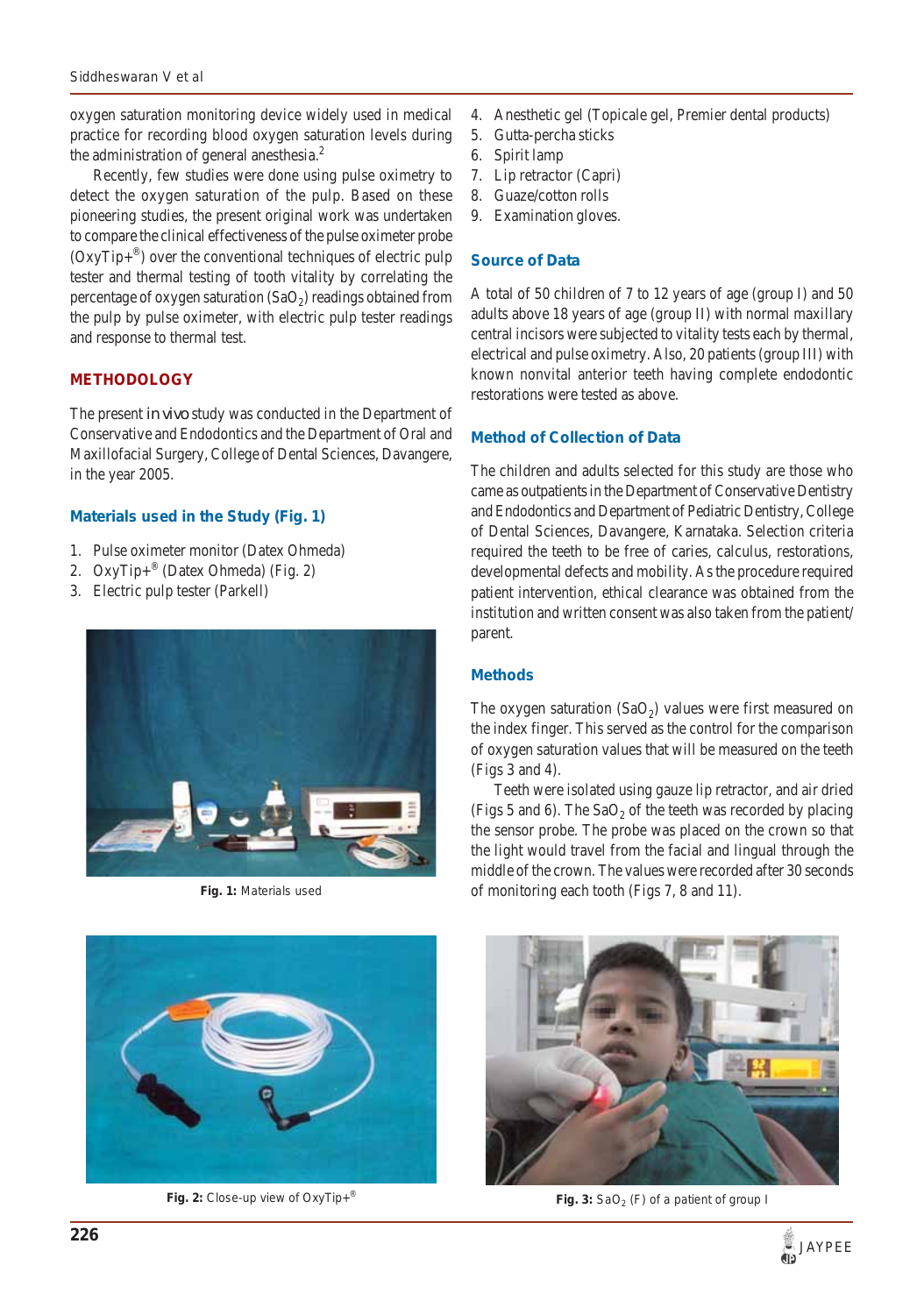oxygen saturation monitoring device widely used in medical practice for recording blood oxygen saturation levels during the administration of general anesthesia.[2]

Recently, few studies were done using pulse oximetry to detect the oxygen saturation of the pulp. Based on these pioneering studies, the present original work was undertaken to compare the clinical effectiveness of the pulse oximeter probe (OxyTip+®) over the conventional techniques of electric pulp tester and thermal testing of tooth vitality by correlating the percentage of oxygen saturation ($SaO_2$) readings obtained from the pulp by pulse oximeter, with electric pulp tester readings and response to thermal test.

## METHODOLOGY

The present *in vivo* study was conducted in the Department of Conservative and Endodontics and the Department of Oral and Maxillofacial Surgery, College of Dental Sciences, Davangere, in the year 2005.

### Materials used in the Study (Fig. 1)

1. Pulse oximeter monitor (Datex Ohmeda)
2. OxyTip+® (Datex Ohmeda) (Fig. 2)
3. Electric pulp tester (Parkell)
4. Anesthetic gel (Topicale gel, Premier dental products)
5. Gutta-percha sticks
6. Spirit lamp
7. Lip retractor (Capri)
8. Guaze/cotton rolls
9. Examination gloves.

**Fig. 1:** Materials used

### Source of Data

A total of 50 children of 7 to 12 years of age (group I) and 50 adults above 18 years of age (group II) with normal maxillary central incisors were subjected to vitality tests each by thermal, electrical and pulse oximetry. Also, 20 patients (group III) with known nonvital anterior teeth having complete endodontic restorations were tested as above.

### Method of Collection of Data

The children and adults selected for this study are those who came as outpatients in the Department of Conservative Dentistry and Endodontics and Department of Pediatric Dentistry, College of Dental Sciences, Davangere, Karnataka. Selection criteria required the teeth to be free of caries, calculus, restorations, developmental defects and mobility. As the procedure required patient intervention, ethical clearance was obtained from the institution and written consent was also taken from the patient/parent.

### Methods

The oxygen saturation ($SaO_2$) values were first measured on the index finger. This served as the control for the comparison of oxygen saturation values that will be measured on the teeth (Figs 3 and 4).

Teeth were isolated using gauze lip retractor, and air dried (Figs 5 and 6). The $SaO_2$ of the teeth was recorded by placing the sensor probe. The probe was placed on the crown so that the light would travel from the facial and lingual through the middle of the crown. The values were recorded after 30 seconds of monitoring each tooth (Figs 7, 8 and 11).

**Fig. 2:** Close-up view of OxyTip+®

**Fig. 3:** $SaO_2$ (F) of a patient of group I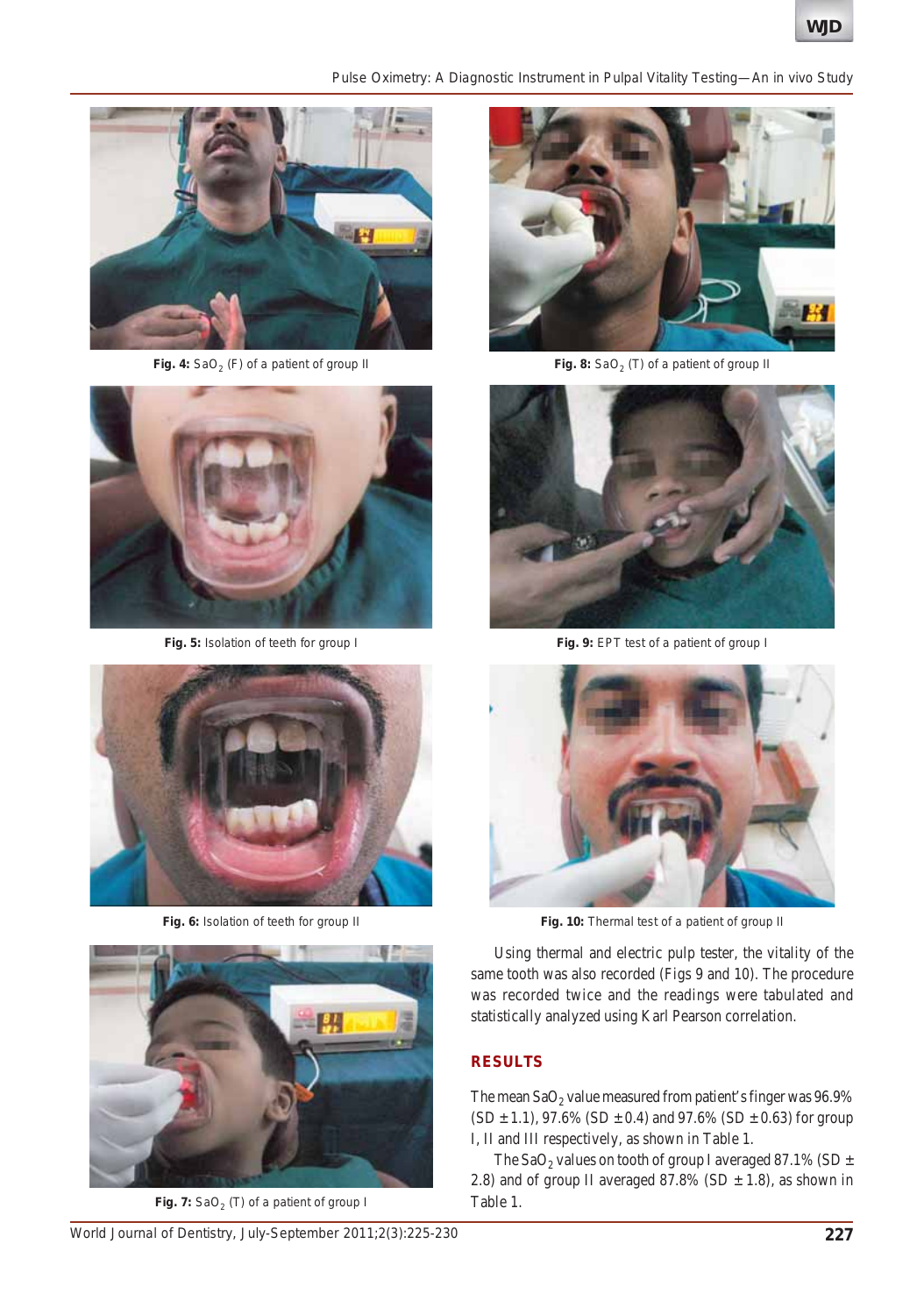Fig. 4: $SaO_2$ (F) of a patient of group II

Fig. 8: $SaO_2$ (T) of a patient of group II

Fig. 5: Isolation of teeth for group I

Fig. 9: EPT test of a patient of group I

Fig. 6: Isolation of teeth for group II

Fig. 10: Thermal test of a patient of group II

Fig. 7: $SaO_2$ (T) of a patient of group I

Using thermal and electric pulp tester, the vitality of the same tooth was also recorded (Figs 9 and 10). The procedure was recorded twice and the readings were tabulated and statistically analyzed using Karl Pearson correlation.

## RESULTS

The mean $SaO_2$ value measured from patient's finger was 96.9% (SD ± 1.1), 97.6% (SD ± 0.4) and 97.6% (SD ± 0.63) for group I, II and III respectively, as shown in Table 1.

The $SaO_2$ values on tooth of group I averaged 87.1% (SD ± 2.8) and of group II averaged 87.8% (SD ± 1.8), as shown in Table 1.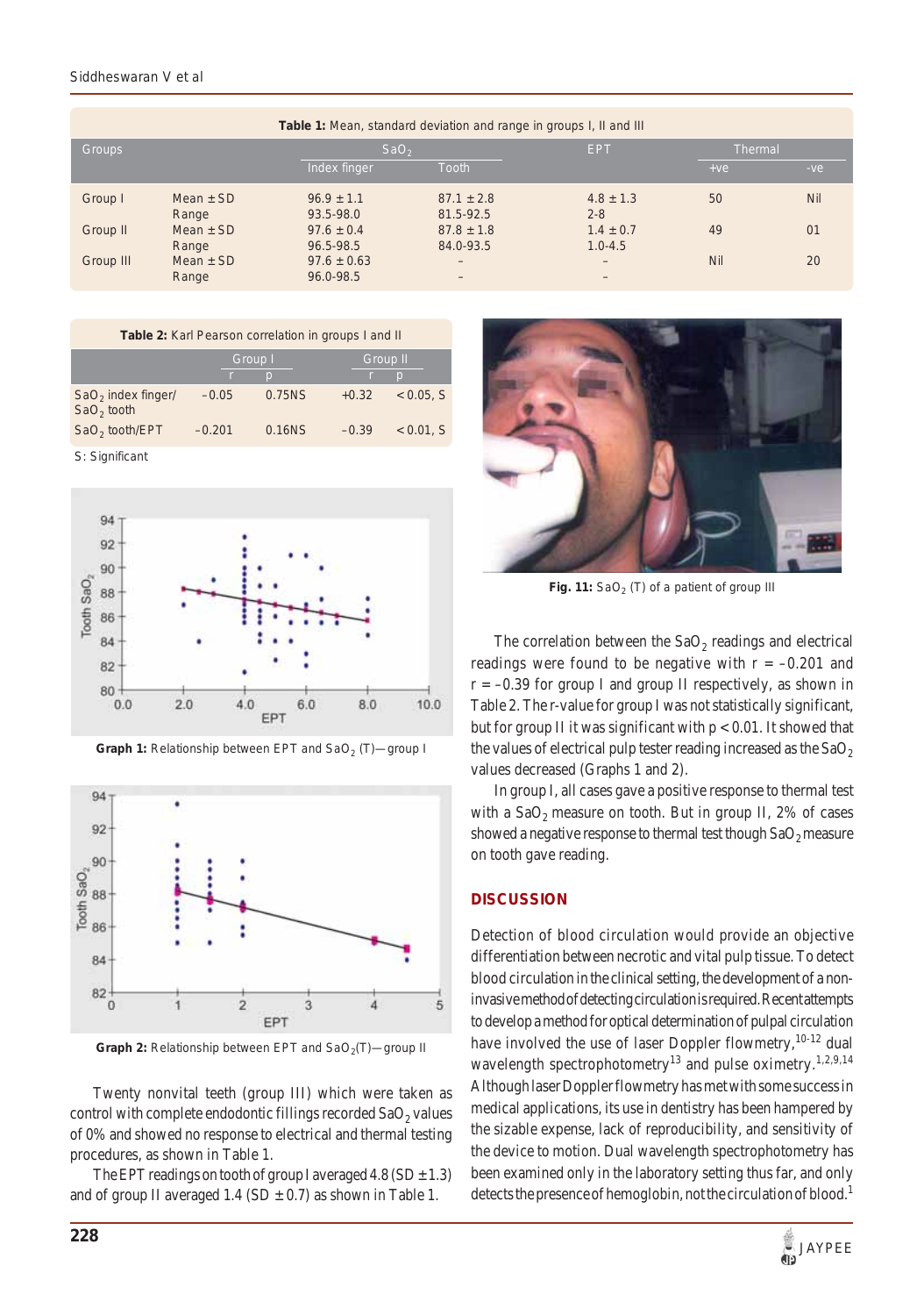**Table 1:** Mean, standard deviation and range in groups I, II and III

| Groups | | $SaO_2$ | | EPT | Thermal | |
|---|---|---|---|---|---|---|
| | | Index finger | Tooth | | +ve | -ve |
| Group I | Mean ± SD | 96.9 ± 1.1 | 87.1 ± 2.8 | 4.8 ± 1.3 | 50 | Nil |
| | Range | 93.5-98.0 | 81.5-92.5 | 2-8 | | |
| Group II | Mean ± SD | 97.6 ± 0.4 | 87.8 ± 1.8 | 1.4 ± 0.7 | 49 | 01 |
| | Range | 96.5-98.5 | 84.0-93.5 | 1.0-4.5 | | |
| Group III | Mean ± SD | 97.6 ± 0.63 | – | – | Nil | 20 |
| | Range | 96.0-98.5 | – | – | | |

**Table 2:** Karl Pearson correlation in groups I and II

| | Group I | | Group II | |
|---|---|---|---|---|
| | r | p | r | p |
| $SaO_2$ index finger/ $SaO_2$ tooth | –0.05 | 0.75NS | +0.32 | < 0.05, S |
| $SaO_2$ tooth/EPT | –0.201 | 0.16NS | –0.39 | < 0.01, S |

S: Significant

**Graph 1:** Relationship between EPT and $SaO_2$ (T)—group I

**Graph 2:** Relationship between EPT and $SaO_2$(T)—group II

Twenty nonvital teeth (group III) which were taken as control with complete endodontic fillings recorded $SaO_2$ values of 0% and showed no response to electrical and thermal testing procedures, as shown in Table 1.

The EPT readings on tooth of group I averaged 4.8 (SD ±1.3) and of group II averaged 1.4 (SD ± 0.7) as shown in Table 1.

**Fig. 11:** $SaO_2$ (T) of a patient of group III

The correlation between the $SaO_2$ readings and electrical readings were found to be negative with r = –0.201 and r = –0.39 for group I and group II respectively, as shown in Table 2. The r-value for group I was not statistically significant, but for group II it was significant with p < 0.01. It showed that the values of electrical pulp tester reading increased as the $SaO_2$ values decreased (Graphs 1 and 2).

In group I, all cases gave a positive response to thermal test with a $SaO_2$ measure on tooth. But in group II, 2% of cases showed a negative response to thermal test though $SaO_2$ measure on tooth gave reading.

## DISCUSSION

Detection of blood circulation would provide an objective differentiation between necrotic and vital pulp tissue. To detect blood circulation in the clinical setting, the development of a noninvasive method of detecting circulation is required. Recent attempts to develop a method for optical determination of pulpal circulation have involved the use of laser Doppler flowmetry,[10-12] dual wavelength spectrophotometry[13] and pulse oximetry.[1,2,9,14] Although laser Doppler flowmetry has met with some success in medical applications, its use in dentistry has been hampered by the sizable expense, lack of reproducibility, and sensitivity of the device to motion. Dual wavelength spectrophotometry has been examined only in the laboratory setting thus far, and only detects the presence of hemoglobin, not the circulation of blood.[1]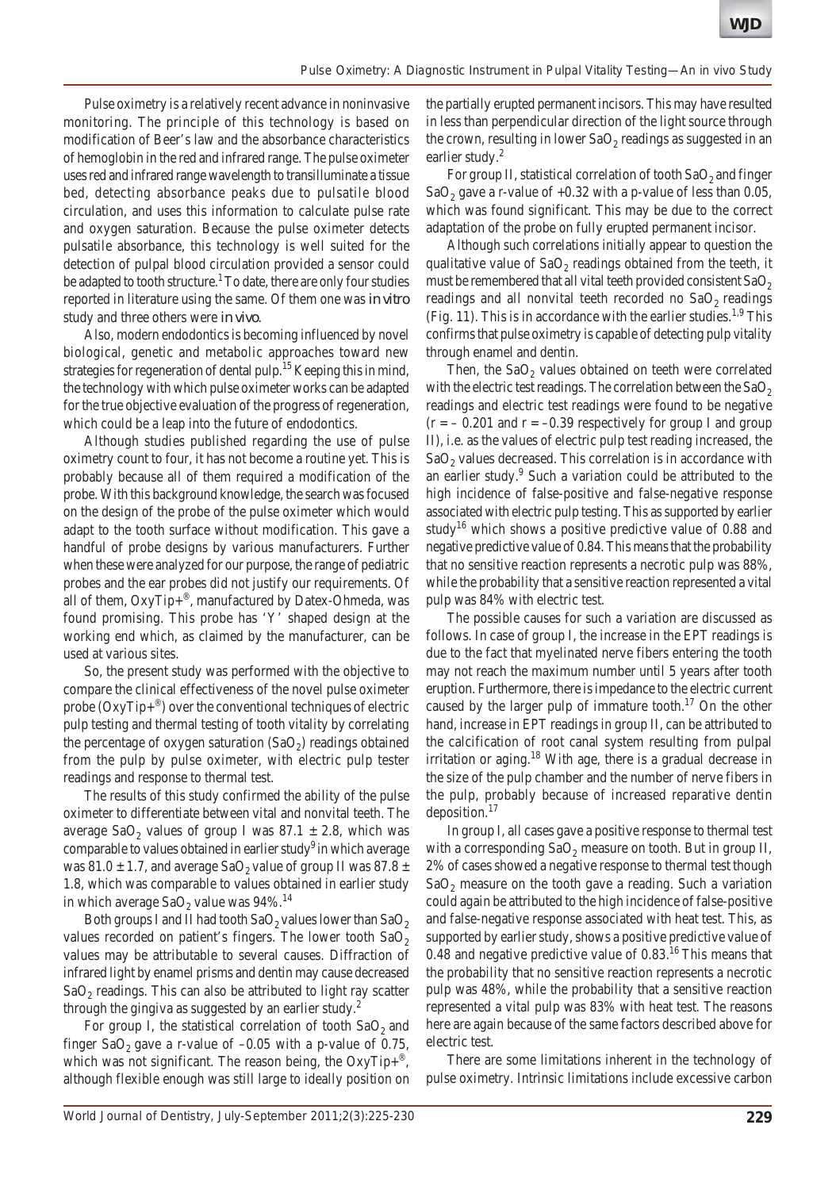Pulse oximetry is a relatively recent advance in noninvasive monitoring. The principle of this technology is based on modification of Beer's law and the absorbance characteristics of hemoglobin in the red and infrared range. The pulse oximeter uses red and infrared range wavelength to transilluminate a tissue bed, detecting absorbance peaks due to pulsatile blood circulation, and uses this information to calculate pulse rate and oxygen saturation. Because the pulse oximeter detects pulsatile absorbance, this technology is well suited for the detection of pulpal blood circulation provided a sensor could be adapted to tooth structure.[1] To date, there are only four studies reported in literature using the same. Of them one was *in vitro* study and three others were *in vivo*.

Also, modern endodontics is becoming influenced by novel biological, genetic and metabolic approaches toward new strategies for regeneration of dental pulp.[15] Keeping this in mind, the technology with which pulse oximeter works can be adapted for the true objective evaluation of the progress of regeneration, which could be a leap into the future of endodontics.

Although studies published regarding the use of pulse oximetry count to four, it has not become a routine yet. This is probably because all of them required a modification of the probe. With this background knowledge, the search was focused on the design of the probe of the pulse oximeter which would adapt to the tooth surface without modification. This gave a handful of probe designs by various manufacturers. Further when these were analyzed for our purpose, the range of pediatric probes and the ear probes did not justify our requirements. Of all of them, OxyTip+®, manufactured by Datex-Ohmeda, was found promising. This probe has 'Y' shaped design at the working end which, as claimed by the manufacturer, can be used at various sites.

So, the present study was performed with the objective to compare the clinical effectiveness of the novel pulse oximeter probe (OxyTip+®) over the conventional techniques of electric pulp testing and thermal testing of tooth vitality by correlating the percentage of oxygen saturation ($SaO_2$) readings obtained from the pulp by pulse oximeter, with electric pulp tester readings and response to thermal test.

The results of this study confirmed the ability of the pulse oximeter to differentiate between vital and nonvital teeth. The average $SaO_2$ values of group I was $87.1 \pm 2.8$, which was comparable to values obtained in earlier study[9] in which average was $81.0 \pm 1.7$, and average $SaO_2$ value of group II was $87.8 \pm 1.8$, which was comparable to values obtained in earlier study in which average $SaO_2$ value was 94%.[14]

Both groups I and II had tooth $SaO_2$ values lower than $SaO_2$ values recorded on patient's fingers. The lower tooth $SaO_2$ values may be attributable to several causes. Diffraction of infrared light by enamel prisms and dentin may cause decreased $SaO_2$ readings. This can also be attributed to light ray scatter through the gingiva as suggested by an earlier study.[2]

For group I, the statistical correlation of tooth $SaO_2$ and finger $SaO_2$ gave a r-value of –0.05 with a p-value of 0.75, which was not significant. The reason being, the OxyTip+®, although flexible enough was still large to ideally position on the partially erupted permanent incisors. This may have resulted in less than perpendicular direction of the light source through the crown, resulting in lower $SaO_2$ readings as suggested in an earlier study.[2]

For group II, statistical correlation of tooth $SaO_2$ and finger $SaO_2$ gave a r-value of +0.32 with a p-value of less than 0.05, which was found significant. This may be due to the correct adaptation of the probe on fully erupted permanent incisor.

Although such correlations initially appear to question the qualitative value of $SaO_2$ readings obtained from the teeth, it must be remembered that all vital teeth provided consistent $SaO_2$ readings and all nonvital teeth recorded no $SaO_2$ readings (Fig. 11). This is in accordance with the earlier studies.[1,9] This confirms that pulse oximetry is capable of detecting pulp vitality through enamel and dentin.

Then, the $SaO_2$ values obtained on teeth were correlated with the electric test readings. The correlation between the $SaO_2$ readings and electric test readings were found to be negative ($r = -0.201$ and $r = -0.39$ respectively for group I and group II), i.e. as the values of electric pulp test reading increased, the $SaO_2$ values decreased. This correlation is in accordance with an earlier study.[9] Such a variation could be attributed to the high incidence of false-positive and false-negative response associated with electric pulp testing. This as supported by earlier study[16] which shows a positive predictive value of 0.88 and negative predictive value of 0.84. This means that the probability that no sensitive reaction represents a necrotic pulp was 88%, while the probability that a sensitive reaction represented a vital pulp was 84% with electric test.

The possible causes for such a variation are discussed as follows. In case of group I, the increase in the EPT readings is due to the fact that myelinated nerve fibers entering the tooth may not reach the maximum number until 5 years after tooth eruption. Furthermore, there is impedance to the electric current caused by the larger pulp of immature tooth.[17] On the other hand, increase in EPT readings in group II, can be attributed to the calcification of root canal system resulting from pulpal irritation or aging.[18] With age, there is a gradual decrease in the size of the pulp chamber and the number of nerve fibers in the pulp, probably because of increased reparative dentin deposition.[17]

In group I, all cases gave a positive response to thermal test with a corresponding $SaO_2$ measure on tooth. But in group II, 2% of cases showed a negative response to thermal test though $SaO_2$ measure on the tooth gave a reading. Such a variation could again be attributed to the high incidence of false-positive and false-negative response associated with heat test. This, as supported by earlier study, shows a positive predictive value of 0.48 and negative predictive value of 0.83.[16] This means that the probability that no sensitive reaction represents a necrotic pulp was 48%, while the probability that a sensitive reaction represented a vital pulp was 83% with heat test. The reasons here are again because of the same factors described above for electric test.

There are some limitations inherent in the technology of pulse oximetry. Intrinsic limitations include excessive carbon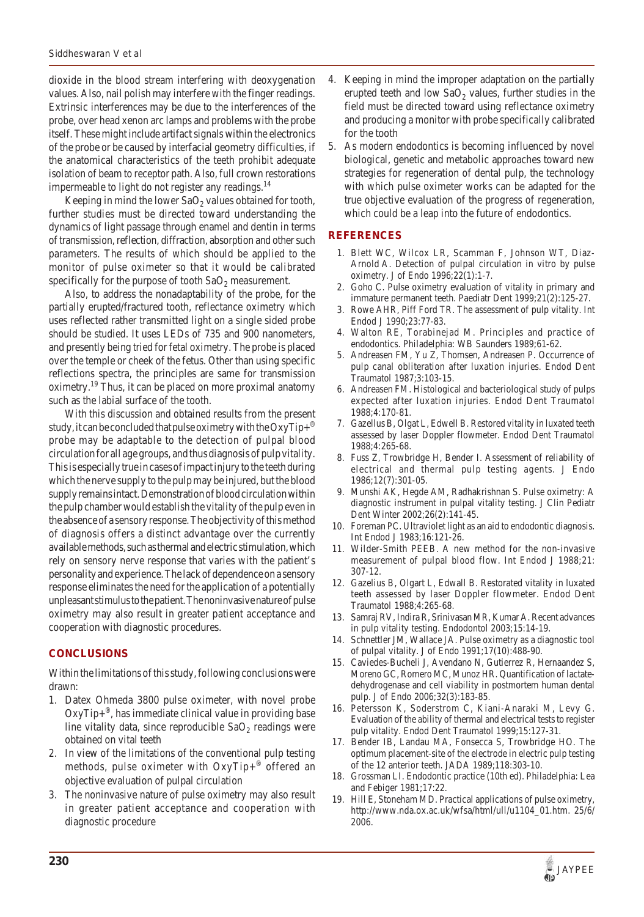dioxide in the blood stream interfering with deoxygenation values. Also, nail polish may interfere with the finger readings. Extrinsic interferences may be due to the interferences of the probe, over head xenon arc lamps and problems with the probe itself. These might include artifact signals within the electronics of the probe or be caused by interfacial geometry difficulties, if the anatomical characteristics of the teeth prohibit adequate isolation of beam to receptor path. Also, full crown restorations impermeable to light do not register any readings.[14]

Keeping in mind the lower $SaO_2$ values obtained for tooth, further studies must be directed toward understanding the dynamics of light passage through enamel and dentin in terms of transmission, reflection, diffraction, absorption and other such parameters. The results of which should be applied to the monitor of pulse oximeter so that it would be calibrated specifically for the purpose of tooth $SaO_2$ measurement.

Also, to address the nonadaptability of the probe, for the partially erupted/fractured tooth, reflectance oximetry which uses reflected rather transmitted light on a single sided probe should be studied. It uses LEDs of 735 and 900 nanometers, and presently being tried for fetal oximetry. The probe is placed over the temple or cheek of the fetus. Other than using specific reflections spectra, the principles are same for transmission oximetry.[19] Thus, it can be placed on more proximal anatomy such as the labial surface of the tooth.

With this discussion and obtained results from the present study, it can be concluded that pulse oximetry with the OxyTip+® probe may be adaptable to the detection of pulpal blood circulation for all age groups, and thus diagnosis of pulp vitality. This is especially true in cases of impact injury to the teeth during which the nerve supply to the pulp may be injured, but the blood supply remains intact. Demonstration of blood circulation within the pulp chamber would establish the vitality of the pulp even in the absence of a sensory response. The objectivity of this method of diagnosis offers a distinct advantage over the currently available methods, such as thermal and electric stimulation, which rely on sensory nerve response that varies with the patient's personality and experience. The lack of dependence on a sensory response eliminates the need for the application of a potentially unpleasant stimulus to the patient. The noninvasive nature of pulse oximetry may also result in greater patient acceptance and cooperation with diagnostic procedures.

## CONCLUSIONS

Within the limitations of this study, following conclusions were drawn:

1. Datex Ohmeda 3800 pulse oximeter, with novel probe OxyTip+®, has immediate clinical value in providing base line vitality data, since reproducible $SaO_2$ readings were obtained on vital teeth
2. In view of the limitations of the conventional pulp testing methods, pulse oximeter with OxyTip+® offered an objective evaluation of pulpal circulation
3. The noninvasive nature of pulse oximetry may also result in greater patient acceptance and cooperation with diagnostic procedure
4. Keeping in mind the improper adaptation on the partially erupted teeth and low $SaO_2$ values, further studies in the field must be directed toward using reflectance oximetry and producing a monitor with probe specifically calibrated for the tooth
5. As modern endodontics is becoming influenced by novel biological, genetic and metabolic approaches toward new strategies for regeneration of dental pulp, the technology with which pulse oximeter works can be adapted for the true objective evaluation of the progress of regeneration, which could be a leap into the future of endodontics.

## REFERENCES

1. Blett WC, Wilcox LR, Scamman F, Johnson WT, Diaz-Arnold A. Detection of pulpal circulation in vitro by pulse oximetry. J of Endo 1996;22(1):1-7.
2. Goho C. Pulse oximetry evaluation of vitality in primary and immature permanent teeth. Paediatr Dent 1999;21(2):125-27.
3. Rowe AHR, Piff Ford TR. The assessment of pulp vitality. Int Endod J 1990;23:77-83.
4. Walton RE, Torabinejad M. Principles and practice of endodontics. Philadelphia: WB Saunders 1989;61-62.
5. Andreasen FM, Yu Z, Thomsen, Andreasen P. Occurrence of pulp canal obliteration after luxation injuries. Endod Dent Traumatol 1987;3:103-15.
6. Andreasen FM. Histological and bacteriological study of pulps expected after luxation injuries. Endod Dent Traumatol 1988;4:170-81.
7. Gazellus B, Olgat L, Edwell B. Restored vitality in luxated teeth assessed by laser Doppler flowmeter. Endod Dent Traumatol 1988;4:265-68.
8. Fuss Z, Trowbridge H, Bender I. Assessment of reliability of electrical and thermal pulp testing agents. J Endo 1986;12(7):301-05.
9. Munshi AK, Hegde AM, Radhakrishnan S. Pulse oximetry: A diagnostic instrument in pulpal vitality testing. J Clin Pediatr Dent Winter 2002;26(2):141-45.
10. Foreman PC. Ultraviolet light as an aid to endodontic diagnosis. Int Endod J 1983;16:121-26.
11. Wilder-Smith PEEB. A new method for the non-invasive measurement of pulpal blood flow. Int Endod J 1988;21: 307-12.
12. Gazelius B, Olgart L, Edwall B. Restorated vitality in luxated teeth assessed by laser Doppler flowmeter. Endod Dent Traumatol 1988;4:265-68.
13. Samraj RV, Indira R, Srinivasan MR, Kumar A. Recent advances in pulp vitality testing. Endodontol 2003;15:14-19.
14. Schnettler JM, Wallace JA. Pulse oximetry as a diagnostic tool of pulpal vitality. J of Endo 1991;17(10):488-90.
15. Caviedes-Bucheli J, Avendano N, Gutierrez R, Hernaandez S, Moreno GC, Romero MC, Munoz HR. Quantification of lactate-dehydrogenase and cell viability in postmortem human dental pulp. J of Endo 2006;32(3):183-85.
16. Petersson K, Soderstrom C, Kiani-Anaraki M, Levy G. Evaluation of the ability of thermal and electrical tests to register pulp vitality. Endod Dent Traumatol 1999;15:127-31.
17. Bender IB, Landau MA, Fonsecca S, Trowbridge HO. The optimum placement-site of the electrode in electric pulp testing of the 12 anterior teeth. JADA 1989;118:303-10.
18. Grossman LI. Endodontic practice (10th ed). Philadelphia: Lea and Febiger 1981;17:22.
19. Hill E, Stoneham MD. Practical applications of pulse oximetry, http://www.nda.ox.ac.uk/wfsa/html/ull/u1104_01.htm. 25/6/2006.